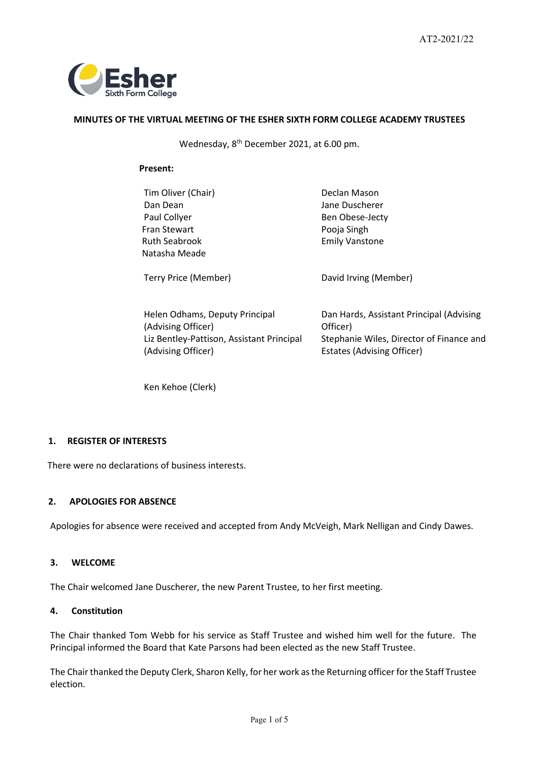AT2-2021/22

**MINUTES OF THE VIRTUAL MEETING OF THE ESHER SIXTH FORM COLLEGE ACADEMY TRUSTEES**

Wednesday, 8th December 2021, at 6.00 pm.

**Present:**

| | |
|---|---|
| Tim Oliver (Chair) | Declan Mason |
| Dan Dean | Jane Duscherer |
| Paul Collyer | Ben Obese-Jecty |
| Fran Stewart | Pooja Singh |
| Ruth Seabrook | Emily Vanstone |
| Natasha Meade | |
| Terry Price (Member) | David Irving (Member) |
| Helen Odhams, Deputy Principal (Advising Officer) | Dan Hards, Assistant Principal (Advising Officer) |
| Liz Bentley-Pattison, Assistant Principal (Advising Officer) | Stephanie Wiles, Director of Finance and Estates (Advising Officer) |
| Ken Kehoe (Clerk) | |

## 1. REGISTER OF INTERESTS

There were no declarations of business interests.

## 2. APOLOGIES FOR ABSENCE

Apologies for absence were received and accepted from Andy McVeigh, Mark Nelligan and Cindy Dawes.

## 3. WELCOME

The Chair welcomed Jane Duscherer, the new Parent Trustee, to her first meeting.

## 4. Constitution

The Chair thanked Tom Webb for his service as Staff Trustee and wished him well for the future. The Principal informed the Board that Kate Parsons had been elected as the new Staff Trustee.

The Chair thanked the Deputy Clerk, Sharon Kelly, for her work as the Returning officer for the Staff Trustee election.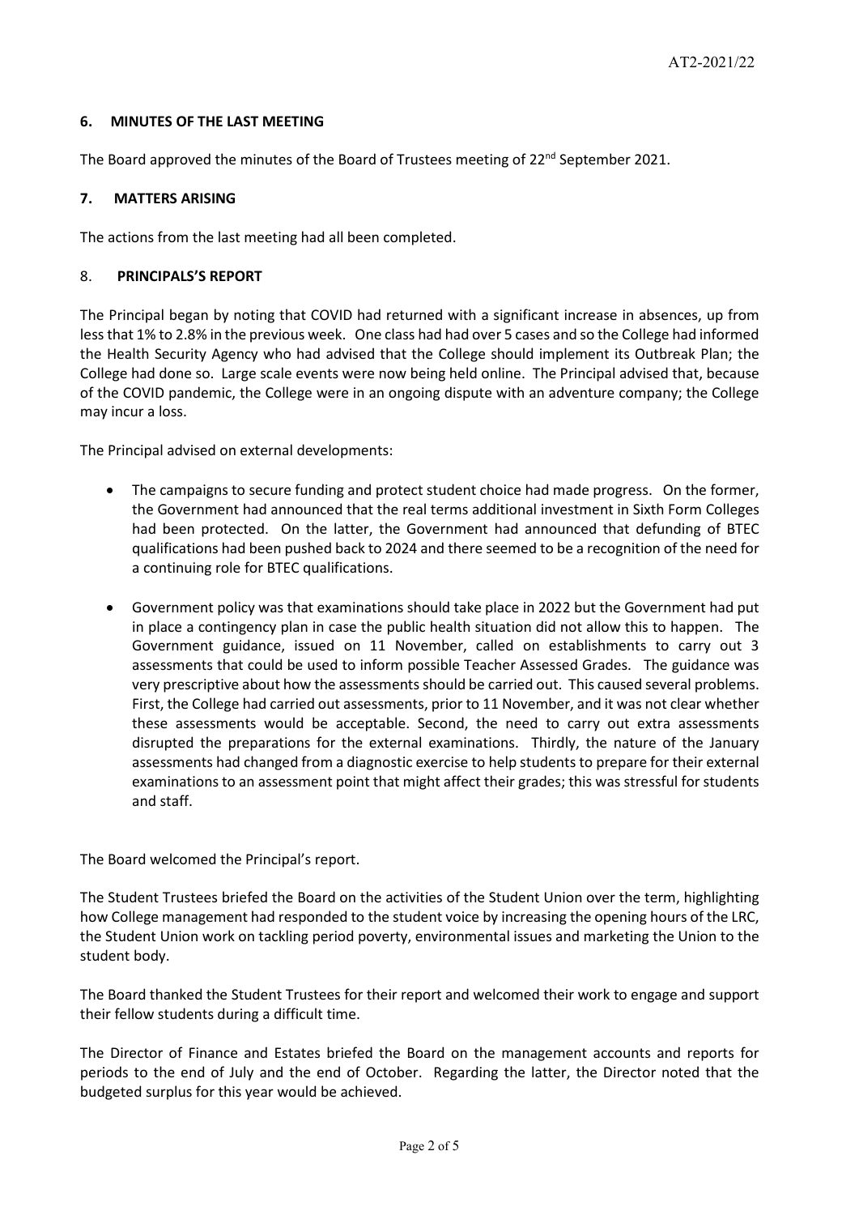## 6. MINUTES OF THE LAST MEETING

The Board approved the minutes of the Board of Trustees meeting of 22nd September 2021.

## 7. MATTERS ARISING

The actions from the last meeting had all been completed.

## 8. PRINCIPALS'S REPORT

The Principal began by noting that COVID had returned with a significant increase in absences, up from less that 1% to 2.8% in the previous week. One class had had over 5 cases and so the College had informed the Health Security Agency who had advised that the College should implement its Outbreak Plan; the College had done so. Large scale events were now being held online. The Principal advised that, because of the COVID pandemic, the College were in an ongoing dispute with an adventure company; the College may incur a loss.

The Principal advised on external developments:

- The campaigns to secure funding and protect student choice had made progress. On the former, the Government had announced that the real terms additional investment in Sixth Form Colleges had been protected. On the latter, the Government had announced that defunding of BTEC qualifications had been pushed back to 2024 and there seemed to be a recognition of the need for a continuing role for BTEC qualifications.

- Government policy was that examinations should take place in 2022 but the Government had put in place a contingency plan in case the public health situation did not allow this to happen. The Government guidance, issued on 11 November, called on establishments to carry out 3 assessments that could be used to inform possible Teacher Assessed Grades. The guidance was very prescriptive about how the assessments should be carried out. This caused several problems. First, the College had carried out assessments, prior to 11 November, and it was not clear whether these assessments would be acceptable. Second, the need to carry out extra assessments disrupted the preparations for the external examinations. Thirdly, the nature of the January assessments had changed from a diagnostic exercise to help students to prepare for their external examinations to an assessment point that might affect their grades; this was stressful for students and staff.

The Board welcomed the Principal's report.

The Student Trustees briefed the Board on the activities of the Student Union over the term, highlighting how College management had responded to the student voice by increasing the opening hours of the LRC, the Student Union work on tackling period poverty, environmental issues and marketing the Union to the student body.

The Board thanked the Student Trustees for their report and welcomed their work to engage and support their fellow students during a difficult time.

The Director of Finance and Estates briefed the Board on the management accounts and reports for periods to the end of July and the end of October. Regarding the latter, the Director noted that the budgeted surplus for this year would be achieved.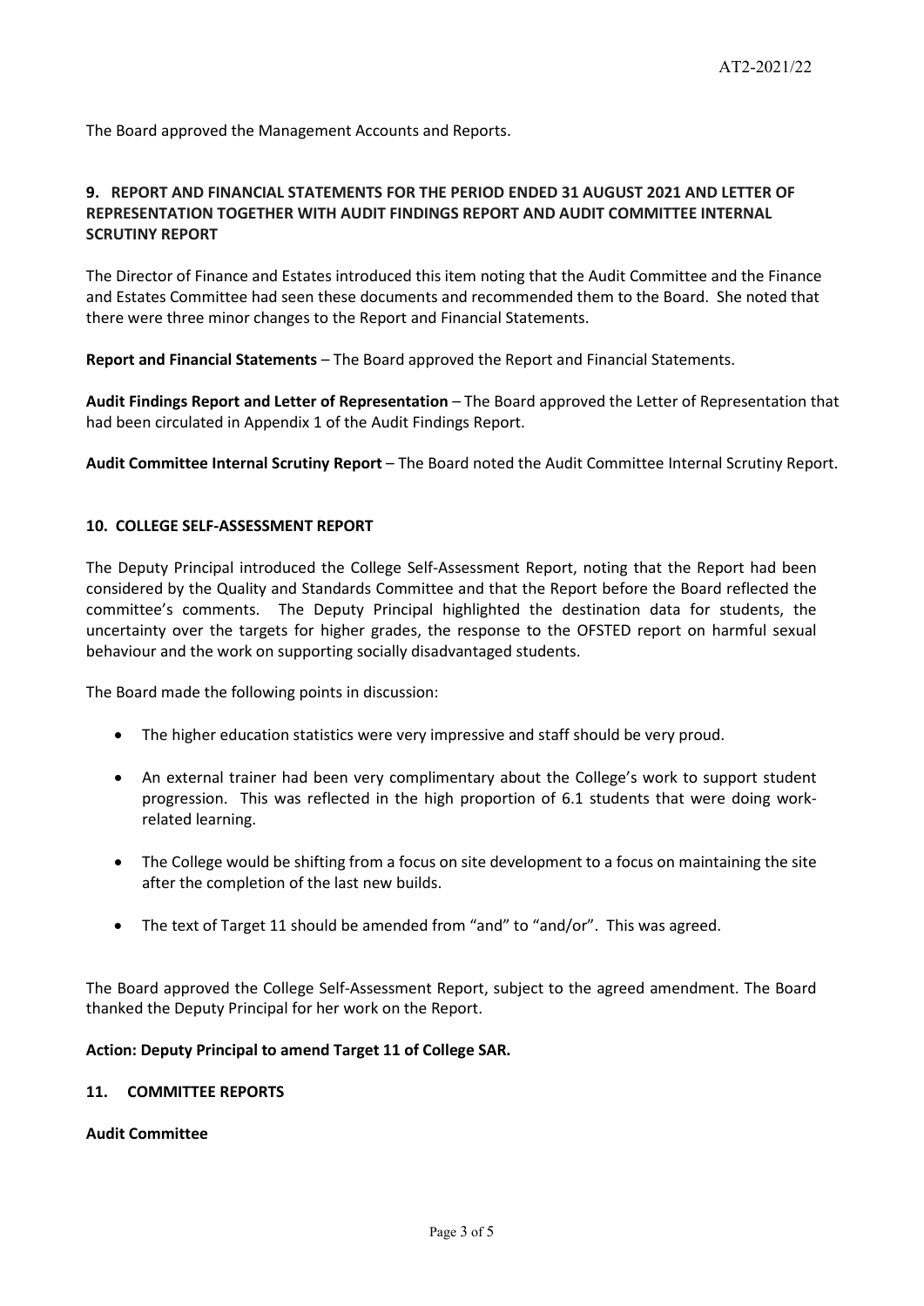The Board approved the Management Accounts and Reports.

## 9. REPORT AND FINANCIAL STATEMENTS FOR THE PERIOD ENDED 31 AUGUST 2021 AND LETTER OF REPRESENTATION TOGETHER WITH AUDIT FINDINGS REPORT AND AUDIT COMMITTEE INTERNAL SCRUTINY REPORT

The Director of Finance and Estates introduced this item noting that the Audit Committee and the Finance and Estates Committee had seen these documents and recommended them to the Board. She noted that there were three minor changes to the Report and Financial Statements.

**Report and Financial Statements** – The Board approved the Report and Financial Statements.

**Audit Findings Report and Letter of Representation** – The Board approved the Letter of Representation that had been circulated in Appendix 1 of the Audit Findings Report.

**Audit Committee Internal Scrutiny Report** – The Board noted the Audit Committee Internal Scrutiny Report.

## 10. COLLEGE SELF-ASSESSMENT REPORT

The Deputy Principal introduced the College Self-Assessment Report, noting that the Report had been considered by the Quality and Standards Committee and that the Report before the Board reflected the committee's comments. The Deputy Principal highlighted the destination data for students, the uncertainty over the targets for higher grades, the response to the OFSTED report on harmful sexual behaviour and the work on supporting socially disadvantaged students.

The Board made the following points in discussion:

- The higher education statistics were very impressive and staff should be very proud.
- An external trainer had been very complimentary about the College's work to support student progression. This was reflected in the high proportion of 6.1 students that were doing work-related learning.
- The College would be shifting from a focus on site development to a focus on maintaining the site after the completion of the last new builds.
- The text of Target 11 should be amended from "and" to "and/or". This was agreed.

The Board approved the College Self-Assessment Report, subject to the agreed amendment. The Board thanked the Deputy Principal for her work on the Report.

**Action: Deputy Principal to amend Target 11 of College SAR.**

## 11. COMMITTEE REPORTS

**Audit Committee**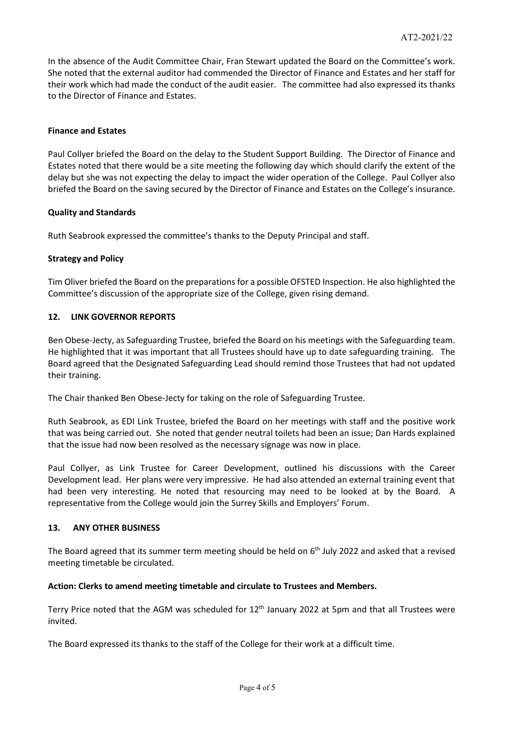In the absence of the Audit Committee Chair, Fran Stewart updated the Board on the Committee's work. She noted that the external auditor had commended the Director of Finance and Estates and her staff for their work which had made the conduct of the audit easier. The committee had also expressed its thanks to the Director of Finance and Estates.

**Finance and Estates**

Paul Collyer briefed the Board on the delay to the Student Support Building. The Director of Finance and Estates noted that there would be a site meeting the following day which should clarify the extent of the delay but she was not expecting the delay to impact the wider operation of the College. Paul Collyer also briefed the Board on the saving secured by the Director of Finance and Estates on the College's insurance.

**Quality and Standards**

Ruth Seabrook expressed the committee's thanks to the Deputy Principal and staff.

**Strategy and Policy**

Tim Oliver briefed the Board on the preparations for a possible OFSTED Inspection. He also highlighted the Committee's discussion of the appropriate size of the College, given rising demand.

## 12. LINK GOVERNOR REPORTS

Ben Obese-Jecty, as Safeguarding Trustee, briefed the Board on his meetings with the Safeguarding team. He highlighted that it was important that all Trustees should have up to date safeguarding training. The Board agreed that the Designated Safeguarding Lead should remind those Trustees that had not updated their training.

The Chair thanked Ben Obese-Jecty for taking on the role of Safeguarding Trustee.

Ruth Seabrook, as EDI Link Trustee, briefed the Board on her meetings with staff and the positive work that was being carried out. She noted that gender neutral toilets had been an issue; Dan Hards explained that the issue had now been resolved as the necessary signage was now in place.

Paul Collyer, as Link Trustee for Career Development, outlined his discussions with the Career Development lead. Her plans were very impressive. He had also attended an external training event that had been very interesting. He noted that resourcing may need to be looked at by the Board. A representative from the College would join the Surrey Skills and Employers' Forum.

## 13. ANY OTHER BUSINESS

The Board agreed that its summer term meeting should be held on 6th July 2022 and asked that a revised meeting timetable be circulated.

**Action: Clerks to amend meeting timetable and circulate to Trustees and Members.**

Terry Price noted that the AGM was scheduled for 12th January 2022 at 5pm and that all Trustees were invited.

The Board expressed its thanks to the staff of the College for their work at a difficult time.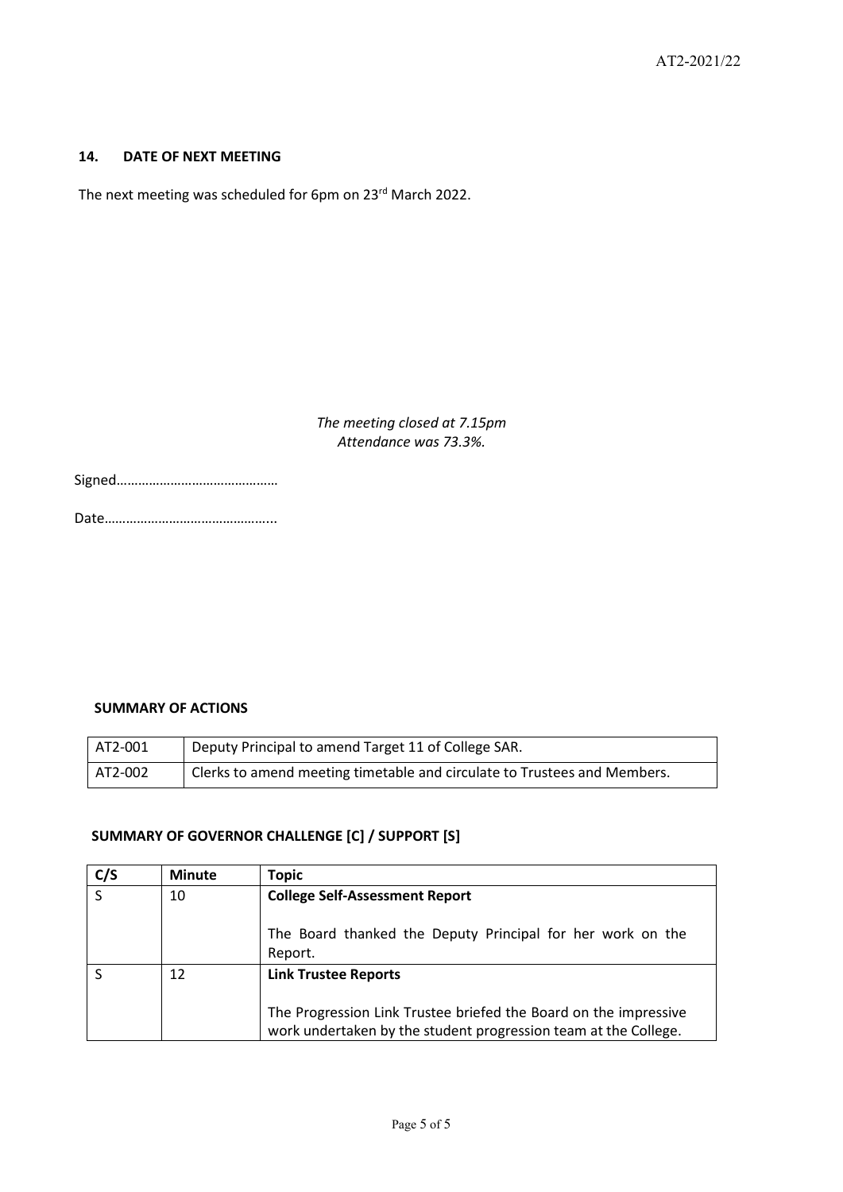## 14. DATE OF NEXT MEETING

The next meeting was scheduled for 6pm on 23rd March 2022.

*The meeting closed at 7.15pm*
*Attendance was 73.3%.*

Signed………………………………………

Date………………………………………..

### SUMMARY OF ACTIONS

| | |
|---|---|
| AT2-001 | Deputy Principal to amend Target 11 of College SAR. |
| AT2-002 | Clerks to amend meeting timetable and circulate to Trustees and Members. |

### SUMMARY OF GOVERNOR CHALLENGE [C] / SUPPORT [S]

| C/S | Minute | Topic |
|---|---|---|
| S | 10 | **College Self-Assessment Report**<br><br>The Board thanked the Deputy Principal for her work on the Report. |
| S | 12 | **Link Trustee Reports**<br><br>The Progression Link Trustee briefed the Board on the impressive work undertaken by the student progression team at the College. |